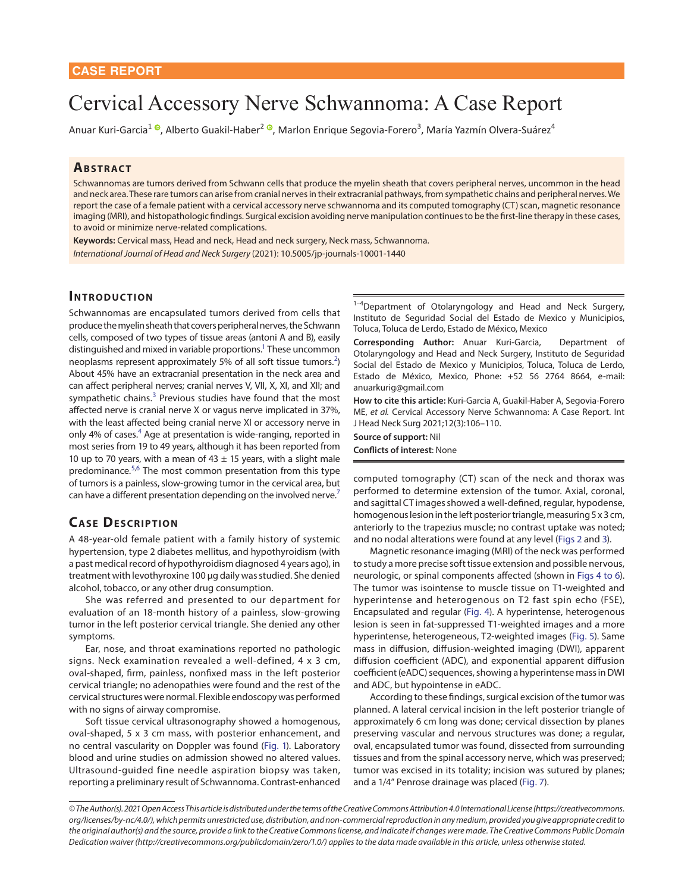CASE REPORT

# Cervical Accessory Nerve Schwannoma: A Case Report

Anuar Kuri-Garcia[1], Alberto Guakil-Haber[2], Marlon Enrique Segovia-Forero[3], María Yazmín Olvera-Suárez[4]

## Abstract

Schwannomas are tumors derived from Schwann cells that produce the myelin sheath that covers peripheral nerves, uncommon in the head and neck area. These rare tumors can arise from cranial nerves in their extracranial pathways, from sympathetic chains and peripheral nerves. We report the case of a female patient with a cervical accessory nerve schwannoma and its computed tomography (CT) scan, magnetic resonance imaging (MRI), and histopathologic findings. Surgical excision avoiding nerve manipulation continues to be the first-line therapy in these cases, to avoid or minimize nerve-related complications.

**Keywords:** Cervical mass, Head and neck, Head and neck surgery, Neck mass, Schwannoma.

*International Journal of Head and Neck Surgery* (2021): 10.5005/jp-journals-10001-1440

## Introduction

Schwannomas are encapsulated tumors derived from cells that produce the myelin sheath that covers peripheral nerves, the Schwann cells, composed of two types of tissue areas (antoni A and B), easily distinguished and mixed in variable proportions.[1] These uncommon neoplasms represent approximately 5% of all soft tissue tumors.[2]) About 45% have an extracranial presentation in the neck area and can affect peripheral nerves; cranial nerves V, VII, X, XI, and XII; and sympathetic chains.[3] Previous studies have found that the most affected nerve is cranial nerve X or vagus nerve implicated in 37%, with the least affected being cranial nerve XI or accessory nerve in only 4% of cases.[4] Age at presentation is wide-ranging, reported in most series from 19 to 49 years, although it has been reported from 10 up to 70 years, with a mean of 43 ± 15 years, with a slight male predominance.[5,6] The most common presentation from this type of tumors is a painless, slow-growing tumor in the cervical area, but can have a different presentation depending on the involved nerve.[7]

## Case Description

A 48-year-old female patient with a family history of systemic hypertension, type 2 diabetes mellitus, and hypothyroidism (with a past medical record of hypothyroidism diagnosed 4 years ago), in treatment with levothyroxine 100 µg daily was studied. She denied alcohol, tobacco, or any other drug consumption.

She was referred and presented to our department for evaluation of an 18-month history of a painless, slow-growing tumor in the left posterior cervical triangle. She denied any other symptoms.

Ear, nose, and throat examinations reported no pathologic signs. Neck examination revealed a well-defined, 4 x 3 cm, oval-shaped, firm, painless, nonfixed mass in the left posterior cervical triangle; no adenopathies were found and the rest of the cervical structures were normal. Flexible endoscopy was performed with no signs of airway compromise.

Soft tissue cervical ultrasonography showed a homogenous, oval-shaped, 5 x 3 cm mass, with posterior enhancement, and no central vascularity on Doppler was found (Fig. 1). Laboratory blood and urine studies on admission showed no altered values. Ultrasound-guided fine needle aspiration biopsy was taken, reporting a preliminary result of Schwannoma. Contrast-enhanced computed tomography (CT) scan of the neck and thorax was performed to determine extension of the tumor. Axial, coronal, and sagittal CT images showed a well-defined, regular, hypodense, homogenous lesion in the left posterior triangle, measuring 5 x 3 cm, anteriorly to the trapezius muscle; no contrast uptake was noted; and no nodal alterations were found at any level (Figs 2 and 3).

Magnetic resonance imaging (MRI) of the neck was performed to study a more precise soft tissue extension and possible nervous, neurologic, or spinal components affected (shown in Figs 4 to 6). The tumor was isointense to muscle tissue on T1-weighted and hyperintense and heterogenous on T2 fast spin echo (FSE), Encapsulated and regular (Fig. 4). A hyperintense, heterogenous lesion is seen in fat-suppressed T1-weighted images and a more hyperintense, heterogeneous, T2-weighted images (Fig. 5). Same mass in diffusion, diffusion-weighted imaging (DWI), apparent diffusion coefficient (ADC), and exponential apparent diffusion coefficient (eADC) sequences, showing a hyperintense mass in DWI and ADC, but hypointense in eADC.

According to these findings, surgical excision of the tumor was planned. A lateral cervical incision in the left posterior triangle of approximately 6 cm long was done; cervical dissection by planes preserving vascular and nervous structures was done; a regular, oval, encapsulated tumor was found, dissected from surrounding tissues and from the spinal accessory nerve, which was preserved; tumor was excised in its totality; incision was sutured by planes; and a 1/4" Penrose drainage was placed (Fig. 7).

---

[1–4]Department of Otolaryngology and Head and Neck Surgery, Instituto de Seguridad Social del Estado de Mexico y Municipios, Toluca, Toluca de Lerdo, Estado de México, Mexico

**Corresponding Author:** Anuar Kuri-Garcia, Department of Otolaryngology and Head and Neck Surgery, Instituto de Seguridad Social del Estado de Mexico y Municipios, Toluca, Toluca de Lerdo, Estado de México, Mexico, Phone: +52 56 2764 8664, e-mail: anuarkurig@gmail.com

**How to cite this article:** Kuri-Garcia A, Guakil-Haber A, Segovia-Forero ME, *et al.* Cervical Accessory Nerve Schwannoma: A Case Report. Int J Head Neck Surg 2021;12(3):106–110.

**Source of support:** Nil

**Conflicts of interest**: None

---

*© The Author(s). 2021 Open Access This article is distributed under the terms of the Creative Commons Attribution 4.0 International License (https://creativecommons.org/licenses/by-nc/4.0/), which permits unrestricted use, distribution, and non-commercial reproduction in any medium, provided you give appropriate credit to the original author(s) and the source, provide a link to the Creative Commons license, and indicate if changes were made. The Creative Commons Public Domain Dedication waiver (http://creativecommons.org/publicdomain/zero/1.0/) applies to the data made available in this article, unless otherwise stated.*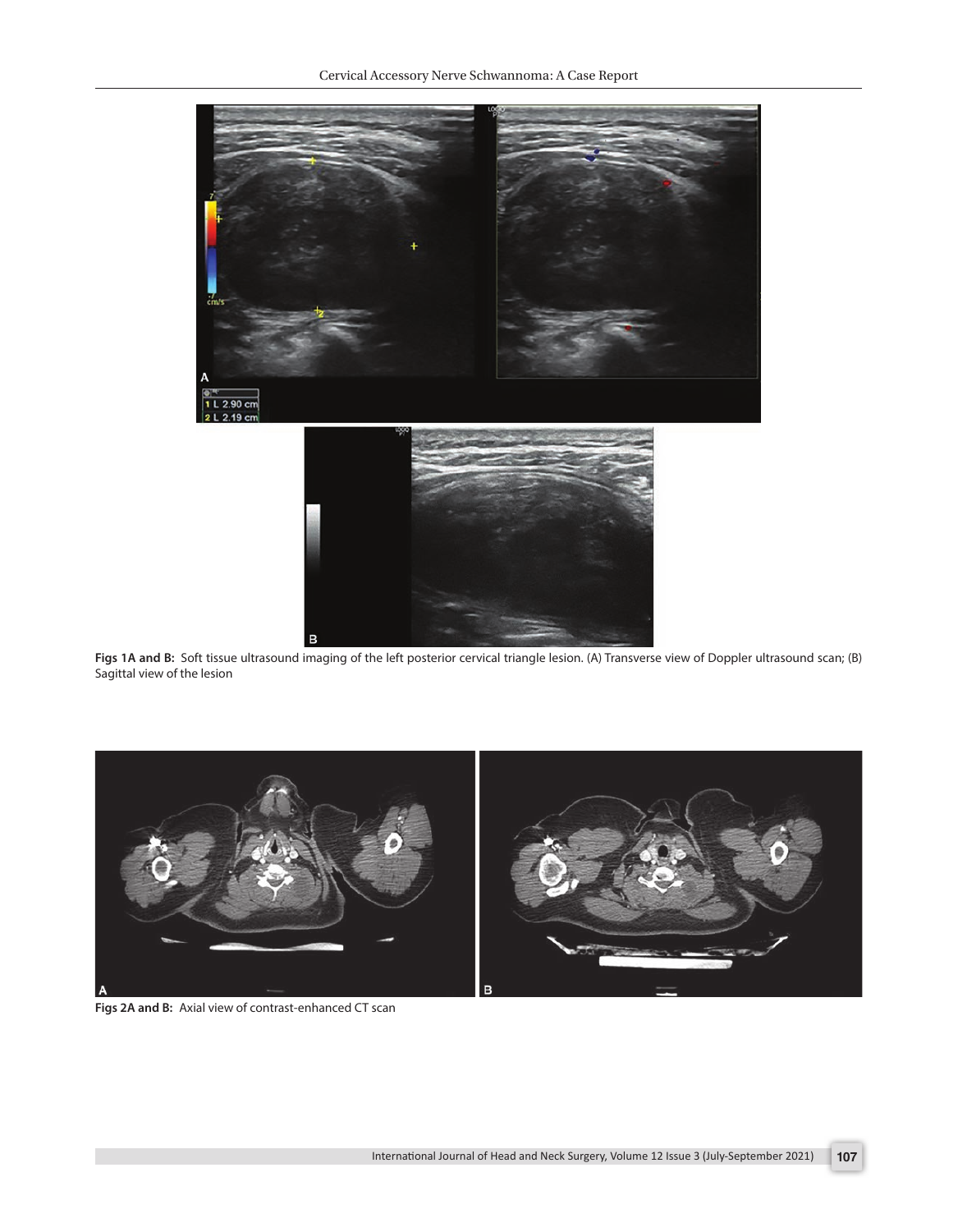**Figs 1A and B:** Soft tissue ultrasound imaging of the left posterior cervical triangle lesion. (A) Transverse view of Doppler ultrasound scan; (B) Sagittal view of the lesion

**Figs 2A and B:** Axial view of contrast-enhanced CT scan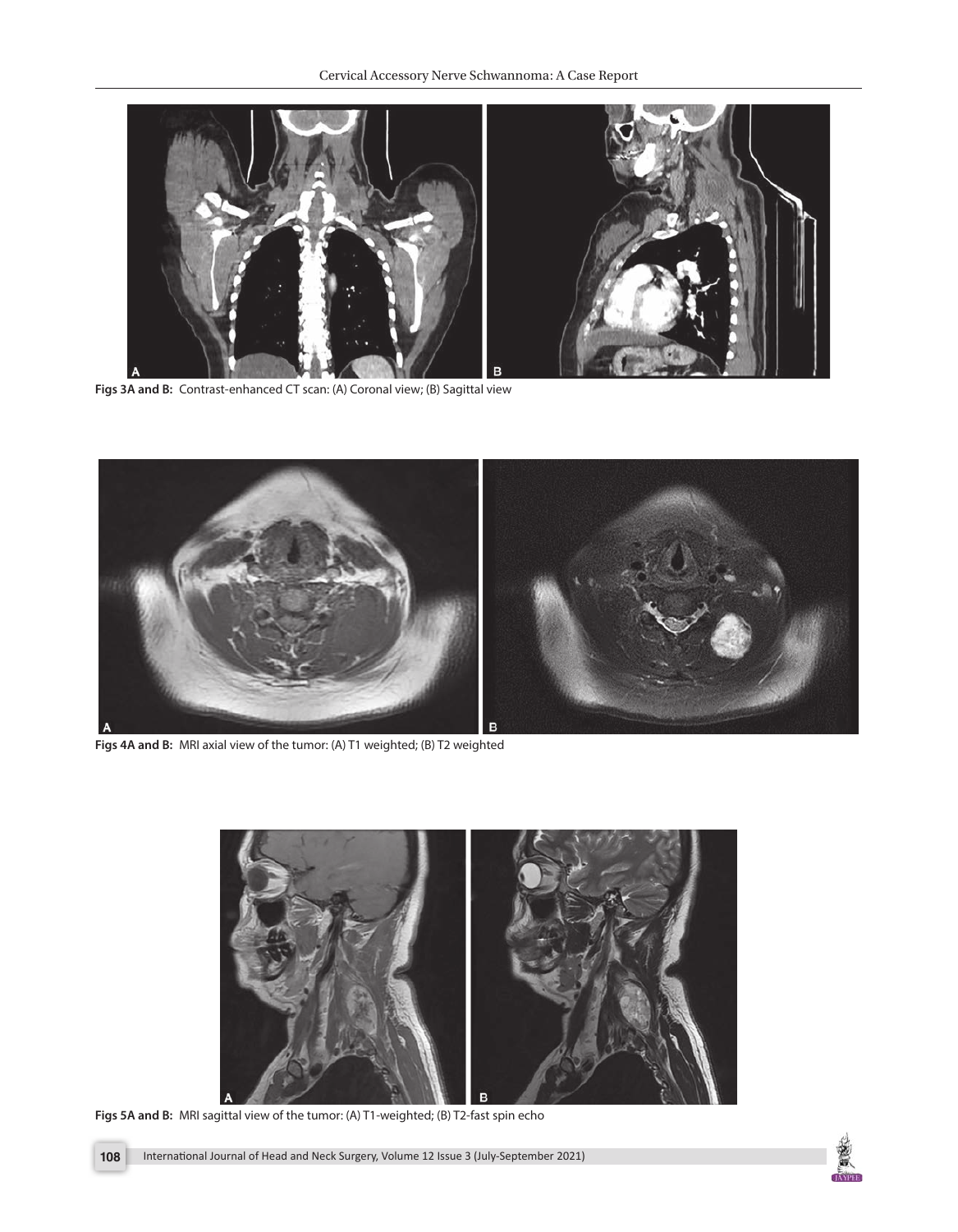Figs 3A and B: Contrast-enhanced CT scan: (A) Coronal view; (B) Sagittal view

Figs 4A and B: MRI axial view of the tumor: (A) T1 weighted; (B) T2 weighted

Figs 5A and B: MRI sagittal view of the tumor: (A) T1-weighted; (B) T2-fast spin echo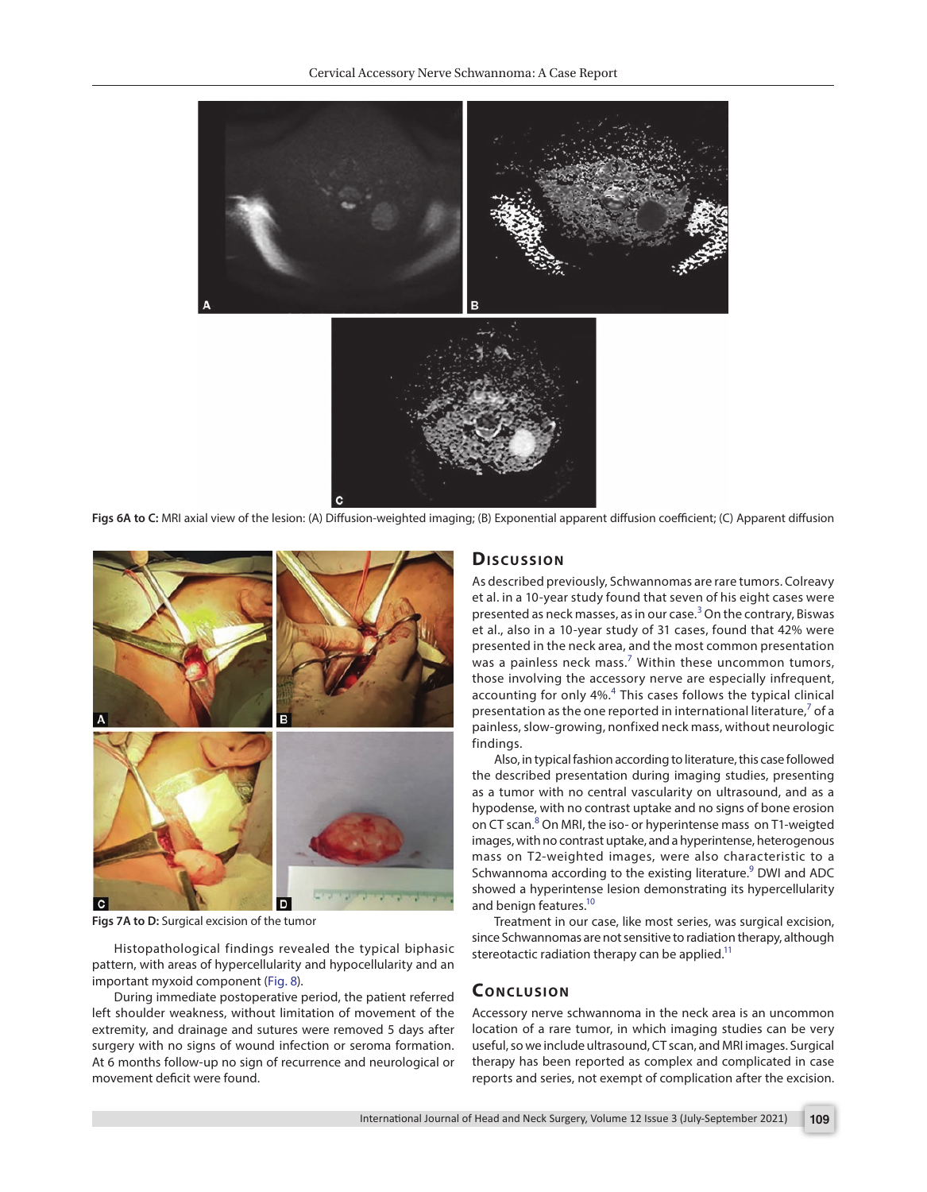Figs 6A to C: MRI axial view of the lesion: (A) Diffusion-weighted imaging; (B) Exponential apparent diffusion coefficient; (C) Apparent diffusion

Figs 7A to D: Surgical excision of the tumor

Histopathological findings revealed the typical biphasic pattern, with areas of hypercellularity and hypocellularity and an important myxoid component (Fig. 8).

During immediate postoperative period, the patient referred left shoulder weakness, without limitation of movement of the extremity, and drainage and sutures were removed 5 days after surgery with no signs of wound infection or seroma formation. At 6 months follow-up no sign of recurrence and neurological or movement deficit were found.

## Discussion

As described previously, Schwannomas are rare tumors. Colreavy et al. in a 10-year study found that seven of his eight cases were presented as neck masses, as in our case.[3] On the contrary, Biswas et al., also in a 10-year study of 31 cases, found that 42% were presented in the neck area, and the most common presentation was a painless neck mass.[7] Within these uncommon tumors, those involving the accessory nerve are especially infrequent, accounting for only 4%.[4] This cases follows the typical clinical presentation as the one reported in international literature,[7] of a painless, slow-growing, nonfixed neck mass, without neurologic findings.

Also, in typical fashion according to literature, this case followed the described presentation during imaging studies, presenting as a tumor with no central vascularity on ultrasound, and as a hypodense, with no contrast uptake and no signs of bone erosion on CT scan.[8] On MRI, the iso- or hyperintense mass on T1-weigted images, with no contrast uptake, and a hyperintense, heterogenous mass on T2-weighted images, were also characteristic to a Schwannoma according to the existing literature.[9] DWI and ADC showed a hyperintense lesion demonstrating its hypercellularity and benign features.[10]

Treatment in our case, like most series, was surgical excision, since Schwannomas are not sensitive to radiation therapy, although stereotactic radiation therapy can be applied.[11]

## Conclusion

Accessory nerve schwannoma in the neck area is an uncommon location of a rare tumor, in which imaging studies can be very useful, so we include ultrasound, CT scan, and MRI images. Surgical therapy has been reported as complex and complicated in case reports and series, not exempt of complication after the excision.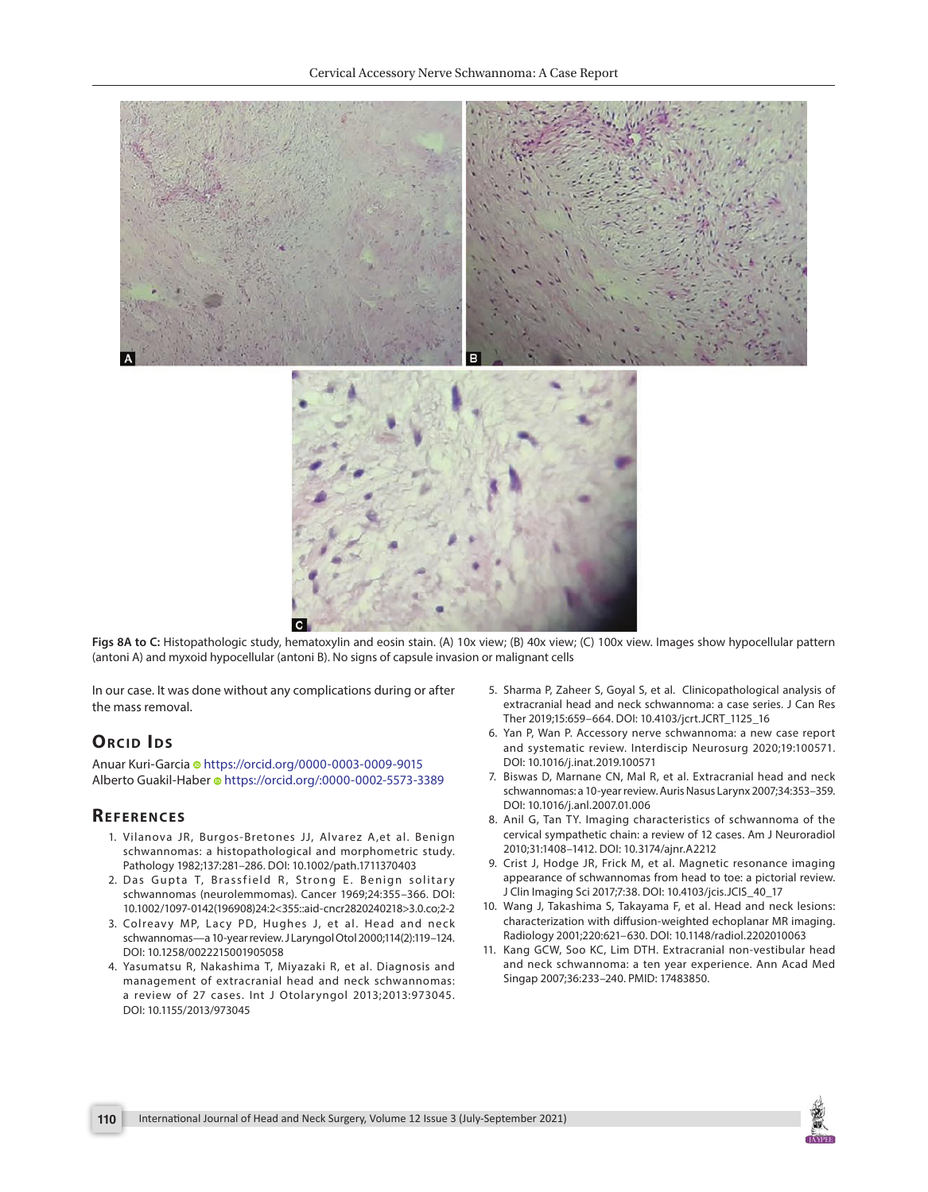**Figs 8A to C:** Histopathologic study, hematoxylin and eosin stain. (A) 10x view; (B) 40x view; (C) 100x view. Images show hypocellular pattern (antoni A) and myxoid hypocellular (antoni B). No signs of capsule invasion or malignant cells

In our case. It was done without any complications during or after the mass removal.

## Orcid Ids

Anuar Kuri-Garcia https://orcid.org/0000-0003-0009-9015
Alberto Guakil-Haber https://orcid.org/:0000-0002-5573-3389

## References

1. Vilanova JR, Burgos-Bretones JJ, Alvarez A,et al. Benign schwannomas: a histopathological and morphometric study. Pathology 1982;137:281–286. DOI: 10.1002/path.1711370403
2. Das Gupta T, Brassfield R, Strong E. Benign solitary schwannomas (neurolemmomas). Cancer 1969;24:355–366. DOI: 10.1002/1097-0142(196908)24:2<355::aid-cncr2820240218>3.0.co;2-2
3. Colreavy MP, Lacy PD, Hughes J, et al. Head and neck schwannomas—a 10-year review. J Laryngol Otol 2000;114(2):119–124. DOI: 10.1258/0022215001905058
4. Yasumatsu R, Nakashima T, Miyazaki R, et al. Diagnosis and management of extracranial head and neck schwannomas: a review of 27 cases. Int J Otolaryngol 2013;2013:973045. DOI: 10.1155/2013/973045
5. Sharma P, Zaheer S, Goyal S, et al. Clinicopathological analysis of extracranial head and neck schwannoma: a case series. J Can Res Ther 2019;15:659–664. DOI: 10.4103/jcrt.JCRT_1125_16
6. Yan P, Wan P. Accessory nerve schwannoma: a new case report and systematic review. Interdiscip Neurosurg 2020;19:100571. DOI: 10.1016/j.inat.2019.100571
7. Biswas D, Marnane CN, Mal R, et al. Extracranial head and neck schwannomas: a 10-year review. Auris Nasus Larynx 2007;34:353–359. DOI: 10.1016/j.anl.2007.01.006
8. Anil G, Tan TY. Imaging characteristics of schwannoma of the cervical sympathetic chain: a review of 12 cases. Am J Neuroradiol 2010;31:1408–1412. DOI: 10.3174/ajnr.A2212
9. Crist J, Hodge JR, Frick M, et al. Magnetic resonance imaging appearance of schwannomas from head to toe: a pictorial review. J Clin Imaging Sci 2017;7:38. DOI: 10.4103/jcis.JCIS_40_17
10. Wang J, Takashima S, Takayama F, et al. Head and neck lesions: characterization with diffusion-weighted echoplanar MR imaging. Radiology 2001;220:621–630. DOI: 10.1148/radiol.2202010063
11. Kang GCW, Soo KC, Lim DTH. Extracranial non-vestibular head and neck schwannoma: a ten year experience. Ann Acad Med Singap 2007;36:233–240. PMID: 17483850.